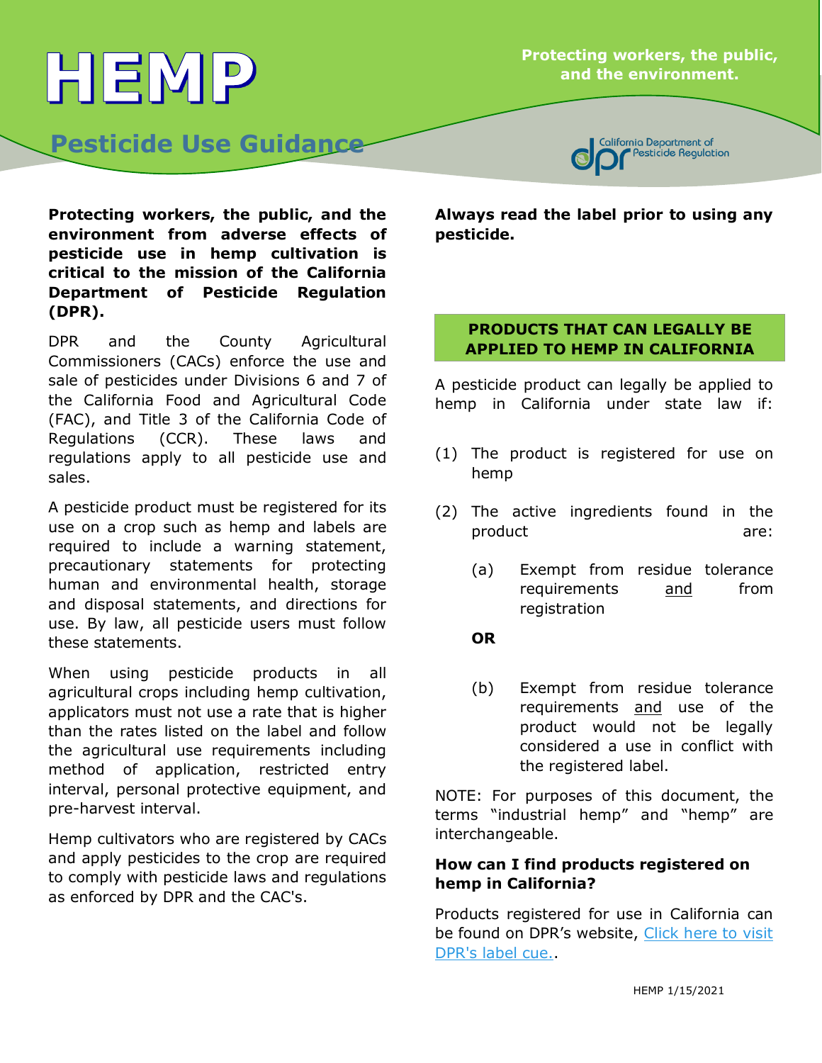# HEMP

## Pesticide Use Guidance

**Protecting workers, the public, and the environment.**

**Protecting workers, the public, and the environment from adverse effects of pesticide use in hemp cultivation is critical to the mission of the California Department of Pesticide Regulation (DPR).**

DPR and the County Agricultural Commissioners (CACs) enforce the use and sale of pesticides under Divisions 6 and 7 of the California Food and Agricultural Code (FAC), and Title 3 of the California Code of Regulations (CCR). These laws and regulations apply to all pesticide use and sales.

A pesticide product must be registered for its use on a crop such as hemp and labels are required to include a warning statement, precautionary statements for protecting human and environmental health, storage and disposal statements, and directions for use. By law, all pesticide users must follow these statements.

When using pesticide products in all agricultural crops including hemp cultivation, applicators must not use a rate that is higher than the rates listed on the label and follow the agricultural use requirements including method of application, restricted entry interval, personal protective equipment, and pre-harvest interval.

Hemp cultivators who are registered by CACs and apply pesticides to the crop are required to comply with pesticide laws and regulations as enforced by DPR and the CAC's.

**Always read the label prior to using any pesticide.**

### PRODUCTS THAT CAN LEGALLY BE APPLIED TO HEMP IN CALIFORNIA

A pesticide product can legally be applied to hemp in California under state law if:

(1) The product is registered for use on hemp

(2) The active ingredients found in the product are:

(a) Exempt from residue tolerance requirements <u>and</u> from registration

**OR**

(b) Exempt from residue tolerance requirements <u>and</u> use of the product would not be legally considered a use in conflict with the registered label.

NOTE: For purposes of this document, the terms "industrial hemp" and "hemp" are interchangeable.

**How can I find products registered on hemp in California?**

Products registered for use in California can be found on DPR's website, [Click here to visit DPR's label cue.](#).

HEMP 1/15/2021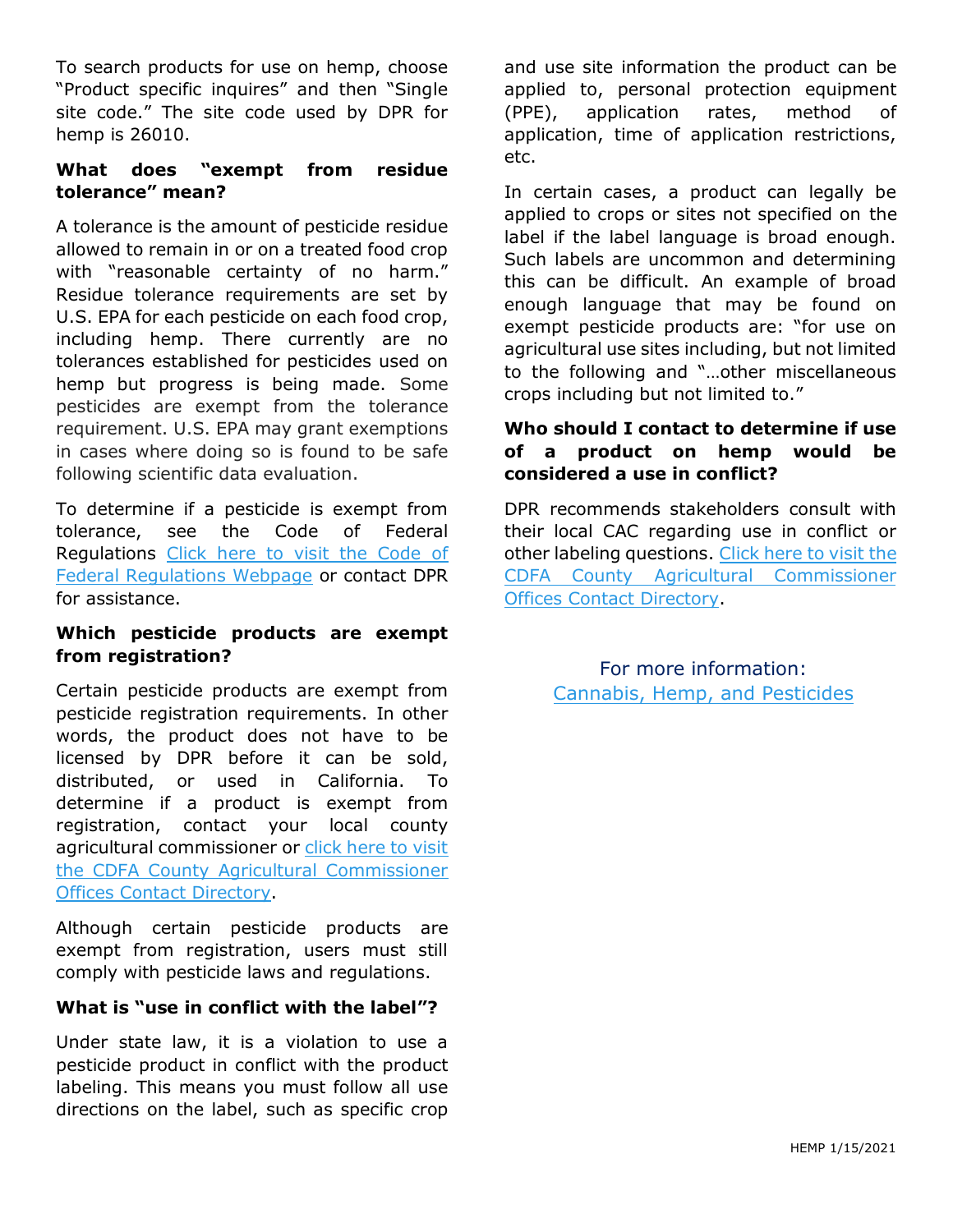To search products for use on hemp, choose "Product specific inquires" and then "Single site code." The site code used by DPR for hemp is 26010.

### What does "exempt from residue tolerance" mean?

A tolerance is the amount of pesticide residue allowed to remain in or on a treated food crop with "reasonable certainty of no harm." Residue tolerance requirements are set by U.S. EPA for each pesticide on each food crop, including hemp. There currently are no tolerances established for pesticides used on hemp but progress is being made. Some pesticides are exempt from the tolerance requirement. U.S. EPA may grant exemptions in cases where doing so is found to be safe following scientific data evaluation.

To determine if a pesticide is exempt from tolerance, see the Code of Federal Regulations Click here to visit the Code of Federal Regulations Webpage or contact DPR for assistance.

### Which pesticide products are exempt from registration?

Certain pesticide products are exempt from pesticide registration requirements. In other words, the product does not have to be licensed by DPR before it can be sold, distributed, or used in California. To determine if a product is exempt from registration, contact your local county agricultural commissioner or click here to visit the CDFA County Agricultural Commissioner Offices Contact Directory.

Although certain pesticide products are exempt from registration, users must still comply with pesticide laws and regulations.

### What is "use in conflict with the label"?

Under state law, it is a violation to use a pesticide product in conflict with the product labeling. This means you must follow all use directions on the label, such as specific crop and use site information the product can be applied to, personal protection equipment (PPE), application rates, method of application, time of application restrictions, etc.

In certain cases, a product can legally be applied to crops or sites not specified on the label if the label language is broad enough. Such labels are uncommon and determining this can be difficult. An example of broad enough language that may be found on exempt pesticide products are: "for use on agricultural use sites including, but not limited to the following and "…other miscellaneous crops including but not limited to."

### Who should I contact to determine if use of a product on hemp would be considered a use in conflict?

DPR recommends stakeholders consult with their local CAC regarding use in conflict or other labeling questions. Click here to visit the CDFA County Agricultural Commissioner Offices Contact Directory.

For more information:
Cannabis, Hemp, and Pesticides

HEMP 1/15/2021